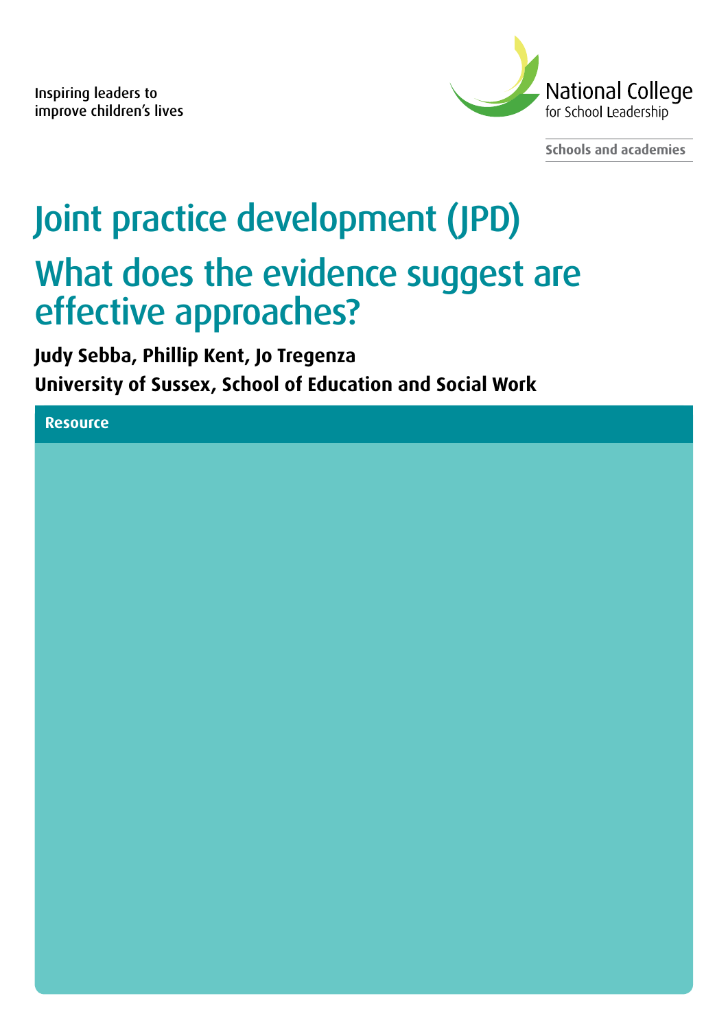Inspiring leaders to improve children's lives

National College for School Leadership

Schools and academies

# Joint practice development (JPD)

## What does the evidence suggest are effective approaches?

**Judy Sebba, Phillip Kent, Jo Tregenza**

**University of Sussex, School of Education and Social Work**

**Resource**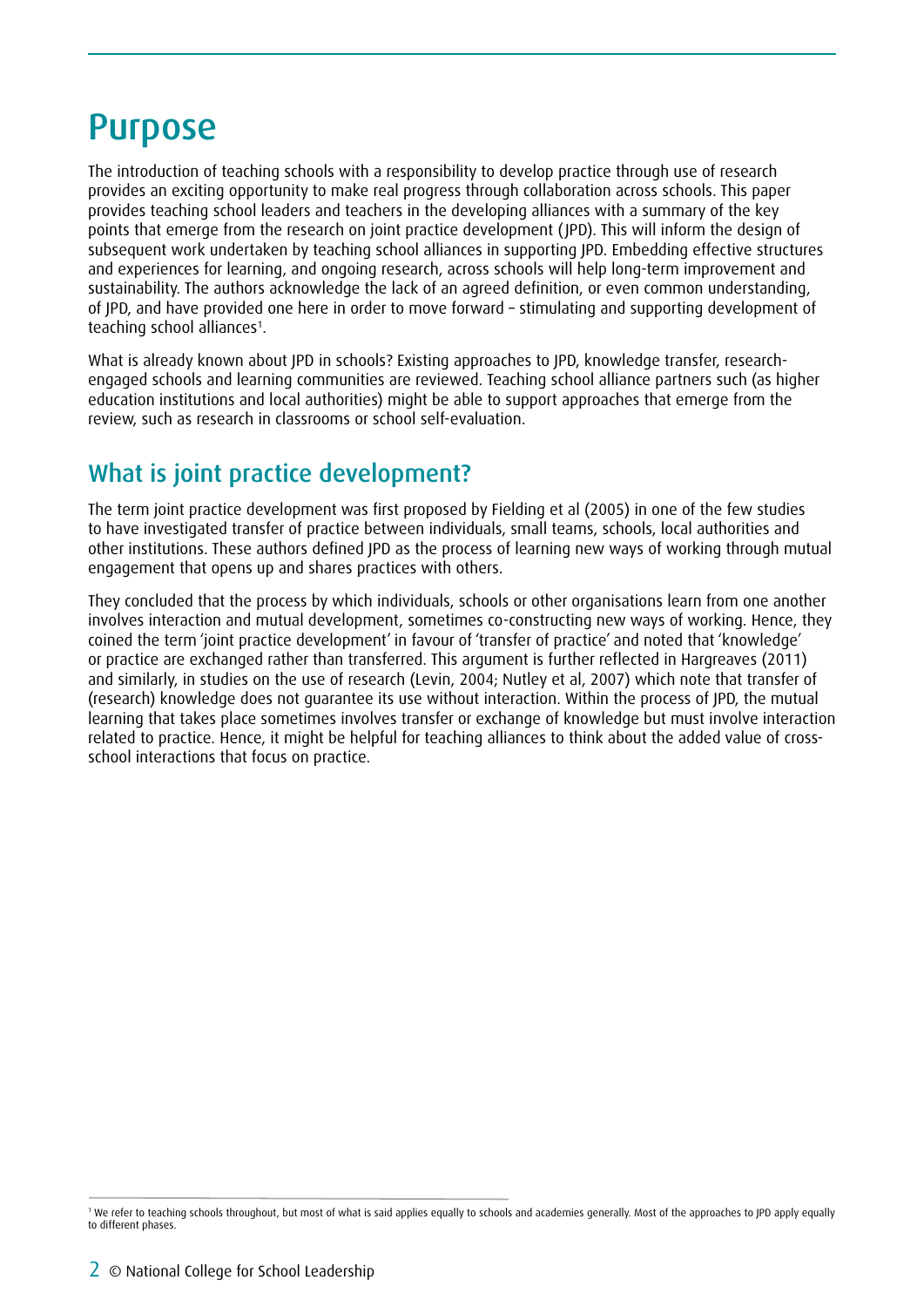# Purpose

The introduction of teaching schools with a responsibility to develop practice through use of research provides an exciting opportunity to make real progress through collaboration across schools. This paper provides teaching school leaders and teachers in the developing alliances with a summary of the key points that emerge from the research on joint practice development (JPD). This will inform the design of subsequent work undertaken by teaching school alliances in supporting JPD. Embedding effective structures and experiences for learning, and ongoing research, across schools will help long-term improvement and sustainability. The authors acknowledge the lack of an agreed definition, or even common understanding, of JPD, and have provided one here in order to move forward – stimulating and supporting development of teaching school alliances[1].

What is already known about JPD in schools? Existing approaches to JPD, knowledge transfer, research-engaged schools and learning communities are reviewed. Teaching school alliance partners such (as higher education institutions and local authorities) might be able to support approaches that emerge from the review, such as research in classrooms or school self-evaluation.

## What is joint practice development?

The term joint practice development was first proposed by Fielding et al (2005) in one of the few studies to have investigated transfer of practice between individuals, small teams, schools, local authorities and other institutions. These authors defined JPD as the process of learning new ways of working through mutual engagement that opens up and shares practices with others.

They concluded that the process by which individuals, schools or other organisations learn from one another involves interaction and mutual development, sometimes co-constructing new ways of working. Hence, they coined the term 'joint practice development' in favour of 'transfer of practice' and noted that 'knowledge' or practice are exchanged rather than transferred. This argument is further reflected in Hargreaves (2011) and similarly, in studies on the use of research (Levin, 2004; Nutley et al, 2007) which note that transfer of (research) knowledge does not guarantee its use without interaction. Within the process of JPD, the mutual learning that takes place sometimes involves transfer or exchange of knowledge but must involve interaction related to practice. Hence, it might be helpful for teaching alliances to think about the added value of cross-school interactions that focus on practice.

[1] We refer to teaching schools throughout, but most of what is said applies equally to schools and academies generally. Most of the approaches to JPD apply equally to different phases.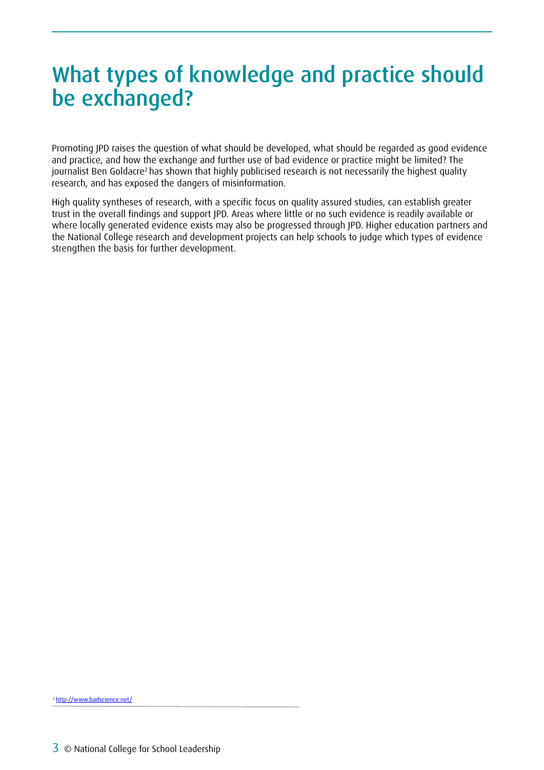# What types of knowledge and practice should be exchanged?

Promoting JPD raises the question of what should be developed, what should be regarded as good evidence and practice, and how the exchange and further use of bad evidence or practice might be limited? The journalist Ben Goldacre[2] has shown that highly publicised research is not necessarily the highest quality research, and has exposed the dangers of misinformation.

High quality syntheses of research, with a specific focus on quality assured studies, can establish greater trust in the overall findings and support JPD. Areas where little or no such evidence is readily available or where locally generated evidence exists may also be progressed through JPD. Higher education partners and the National College research and development projects can help schools to judge which types of evidence strengthen the basis for further development.

[2] http://www.badscience.net/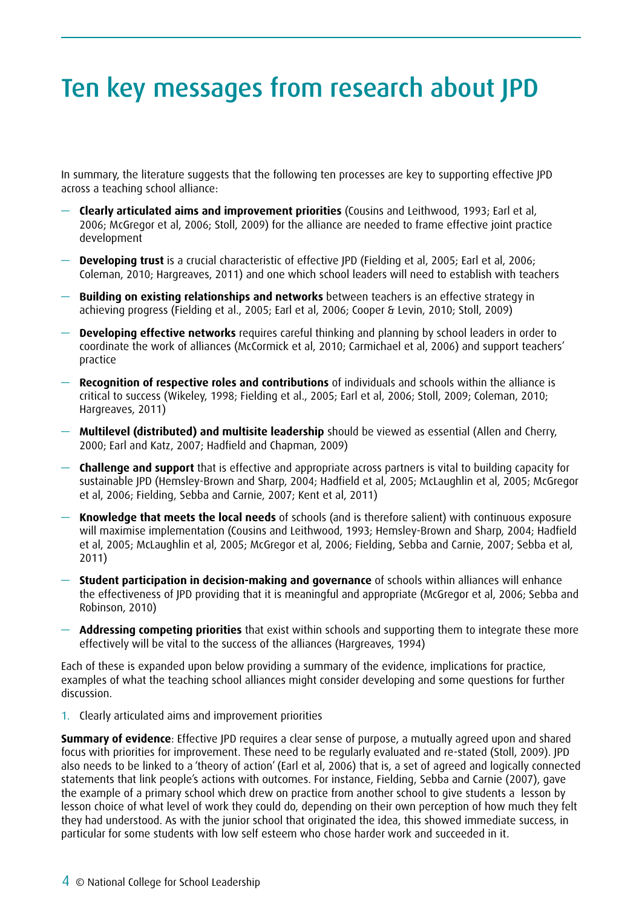# Ten key messages from research about JPD

In summary, the literature suggests that the following ten processes are key to supporting effective JPD across a teaching school alliance:

- **Clearly articulated aims and improvement priorities** (Cousins and Leithwood, 1993; Earl et al, 2006; McGregor et al, 2006; Stoll, 2009) for the alliance are needed to frame effective joint practice development
- **Developing trust** is a crucial characteristic of effective JPD (Fielding et al, 2005; Earl et al, 2006; Coleman, 2010; Hargreaves, 2011) and one which school leaders will need to establish with teachers
- **Building on existing relationships and networks** between teachers is an effective strategy in achieving progress (Fielding et al., 2005; Earl et al, 2006; Cooper & Levin, 2010; Stoll, 2009)
- **Developing effective networks** requires careful thinking and planning by school leaders in order to coordinate the work of alliances (McCormick et al, 2010; Carmichael et al, 2006) and support teachers' practice
- **Recognition of respective roles and contributions** of individuals and schools within the alliance is critical to success (Wikeley, 1998; Fielding et al., 2005; Earl et al, 2006; Stoll, 2009; Coleman, 2010; Hargreaves, 2011)
- **Multilevel (distributed) and multisite leadership** should be viewed as essential (Allen and Cherry, 2000; Earl and Katz, 2007; Hadfield and Chapman, 2009)
- **Challenge and support** that is effective and appropriate across partners is vital to building capacity for sustainable JPD (Hemsley-Brown and Sharp, 2004; Hadfield et al, 2005; McLaughlin et al, 2005; McGregor et al, 2006; Fielding, Sebba and Carnie, 2007; Kent et al, 2011)
- **Knowledge that meets the local needs** of schools (and is therefore salient) with continuous exposure will maximise implementation (Cousins and Leithwood, 1993; Hemsley-Brown and Sharp, 2004; Hadfield et al, 2005; McLaughlin et al, 2005; McGregor et al, 2006; Fielding, Sebba and Carnie, 2007; Sebba et al, 2011)
- **Student participation in decision-making and governance** of schools within alliances will enhance the effectiveness of JPD providing that it is meaningful and appropriate (McGregor et al, 2006; Sebba and Robinson, 2010)
- **Addressing competing priorities** that exist within schools and supporting them to integrate these more effectively will be vital to the success of the alliances (Hargreaves, 1994)

Each of these is expanded upon below providing a summary of the evidence, implications for practice, examples of what the teaching school alliances might consider developing and some questions for further discussion.

1. Clearly articulated aims and improvement priorities

**Summary of evidence**: Effective JPD requires a clear sense of purpose, a mutually agreed upon and shared focus with priorities for improvement. These need to be regularly evaluated and re-stated (Stoll, 2009). JPD also needs to be linked to a 'theory of action' (Earl et al, 2006) that is, a set of agreed and logically connected statements that link people's actions with outcomes. For instance, Fielding, Sebba and Carnie (2007), gave the example of a primary school which drew on practice from another school to give students a lesson by lesson choice of what level of work they could do, depending on their own perception of how much they felt they had understood. As with the junior school that originated the idea, this showed immediate success, in particular for some students with low self esteem who chose harder work and succeeded in it.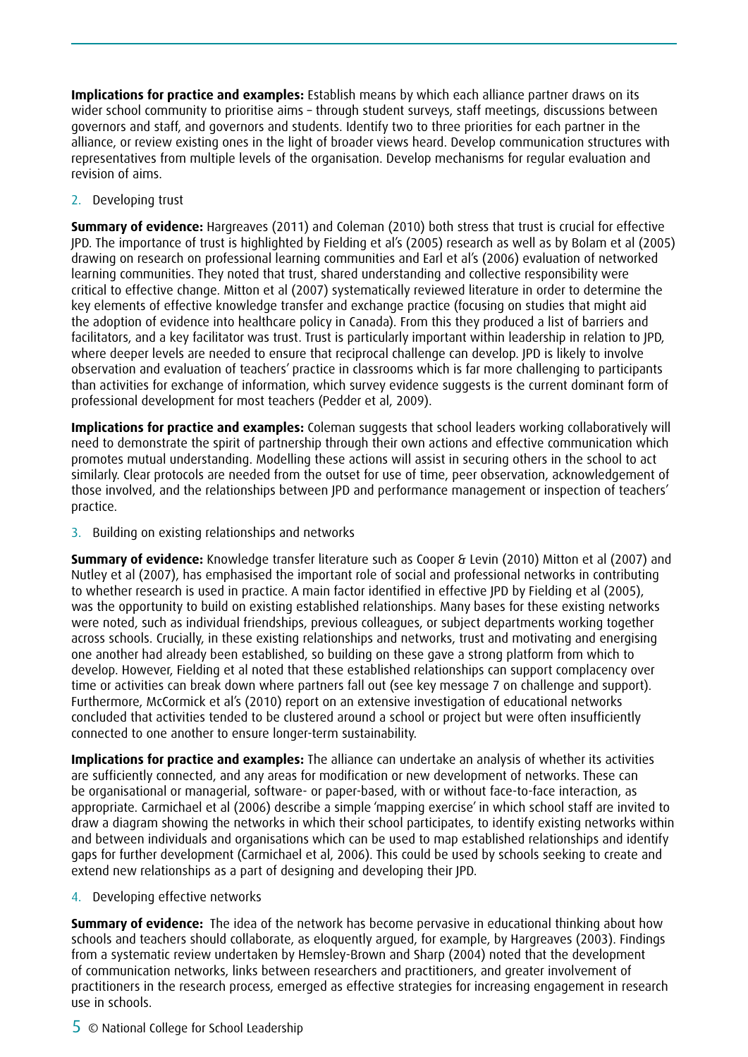**Implications for practice and examples:** Establish means by which each alliance partner draws on its wider school community to prioritise aims – through student surveys, staff meetings, discussions between governors and staff, and governors and students. Identify two to three priorities for each partner in the alliance, or review existing ones in the light of broader views heard. Develop communication structures with representatives from multiple levels of the organisation. Develop mechanisms for regular evaluation and revision of aims.

2. Developing trust

**Summary of evidence:** Hargreaves (2011) and Coleman (2010) both stress that trust is crucial for effective JPD. The importance of trust is highlighted by Fielding et al's (2005) research as well as by Bolam et al (2005) drawing on research on professional learning communities and Earl et al's (2006) evaluation of networked learning communities. They noted that trust, shared understanding and collective responsibility were critical to effective change. Mitton et al (2007) systematically reviewed literature in order to determine the key elements of effective knowledge transfer and exchange practice (focusing on studies that might aid the adoption of evidence into healthcare policy in Canada). From this they produced a list of barriers and facilitators, and a key facilitator was trust. Trust is particularly important within leadership in relation to JPD, where deeper levels are needed to ensure that reciprocal challenge can develop. JPD is likely to involve observation and evaluation of teachers' practice in classrooms which is far more challenging to participants than activities for exchange of information, which survey evidence suggests is the current dominant form of professional development for most teachers (Pedder et al, 2009).

**Implications for practice and examples:** Coleman suggests that school leaders working collaboratively will need to demonstrate the spirit of partnership through their own actions and effective communication which promotes mutual understanding. Modelling these actions will assist in securing others in the school to act similarly. Clear protocols are needed from the outset for use of time, peer observation, acknowledgement of those involved, and the relationships between JPD and performance management or inspection of teachers' practice.

3. Building on existing relationships and networks

**Summary of evidence:** Knowledge transfer literature such as Cooper & Levin (2010) Mitton et al (2007) and Nutley et al (2007), has emphasised the important role of social and professional networks in contributing to whether research is used in practice. A main factor identified in effective JPD by Fielding et al (2005), was the opportunity to build on existing established relationships. Many bases for these existing networks were noted, such as individual friendships, previous colleagues, or subject departments working together across schools. Crucially, in these existing relationships and networks, trust and motivating and energising one another had already been established, so building on these gave a strong platform from which to develop. However, Fielding et al noted that these established relationships can support complacency over time or activities can break down where partners fall out (see key message 7 on challenge and support). Furthermore, McCormick et al's (2010) report on an extensive investigation of educational networks concluded that activities tended to be clustered around a school or project but were often insufficiently connected to one another to ensure longer-term sustainability.

**Implications for practice and examples:** The alliance can undertake an analysis of whether its activities are sufficiently connected, and any areas for modification or new development of networks. These can be organisational or managerial, software- or paper-based, with or without face-to-face interaction, as appropriate. Carmichael et al (2006) describe a simple 'mapping exercise' in which school staff are invited to draw a diagram showing the networks in which their school participates, to identify existing networks within and between individuals and organisations which can be used to map established relationships and identify gaps for further development (Carmichael et al, 2006). This could be used by schools seeking to create and extend new relationships as a part of designing and developing their JPD.

4. Developing effective networks

**Summary of evidence:** The idea of the network has become pervasive in educational thinking about how schools and teachers should collaborate, as eloquently argued, for example, by Hargreaves (2003). Findings from a systematic review undertaken by Hemsley-Brown and Sharp (2004) noted that the development of communication networks, links between researchers and practitioners, and greater involvement of practitioners in the research process, emerged as effective strategies for increasing engagement in research use in schools.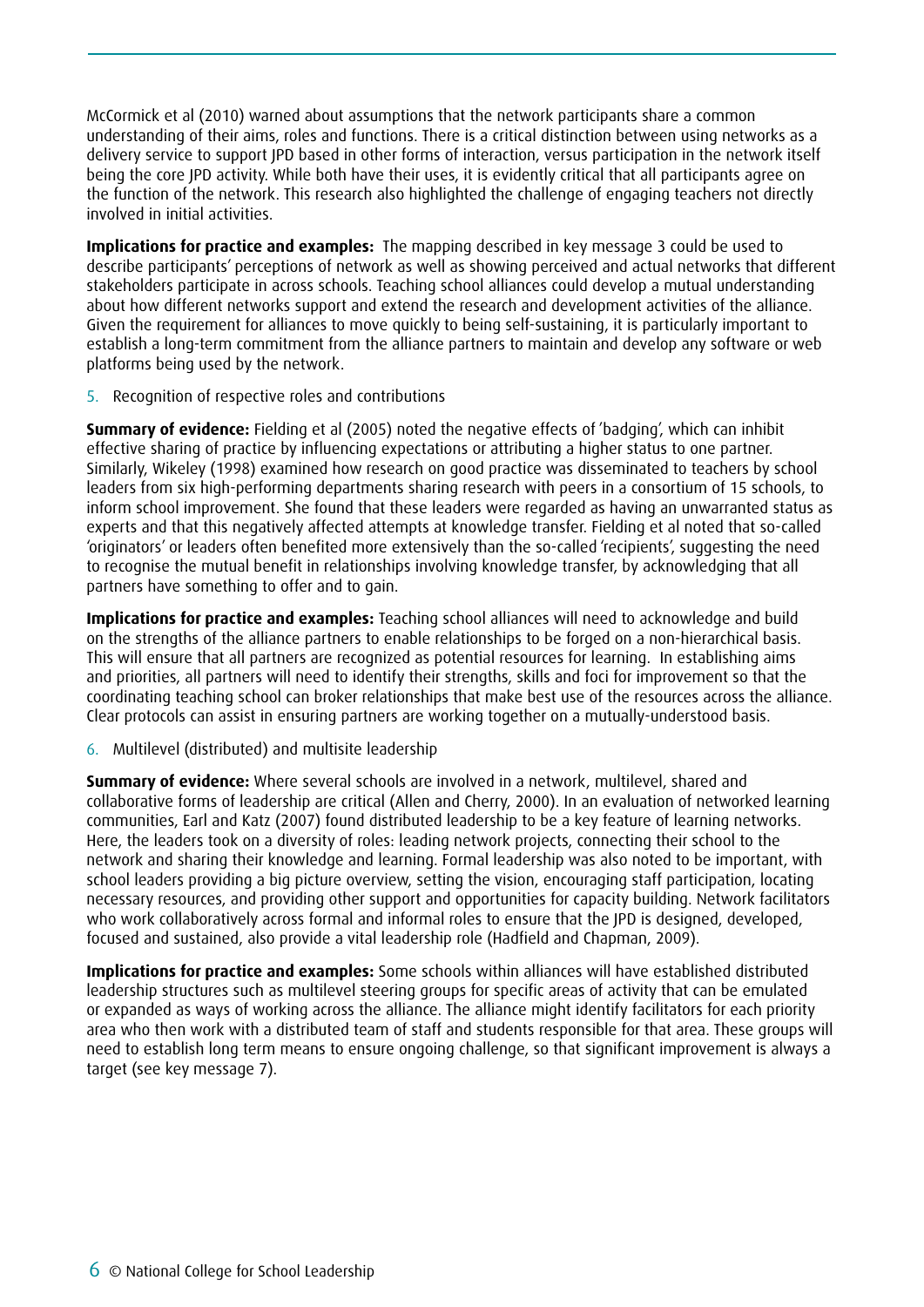McCormick et al (2010) warned about assumptions that the network participants share a common understanding of their aims, roles and functions. There is a critical distinction between using networks as a delivery service to support JPD based in other forms of interaction, versus participation in the network itself being the core JPD activity. While both have their uses, it is evidently critical that all participants agree on the function of the network. This research also highlighted the challenge of engaging teachers not directly involved in initial activities.

**Implications for practice and examples:** The mapping described in key message 3 could be used to describe participants' perceptions of network as well as showing perceived and actual networks that different stakeholders participate in across schools. Teaching school alliances could develop a mutual understanding about how different networks support and extend the research and development activities of the alliance. Given the requirement for alliances to move quickly to being self-sustaining, it is particularly important to establish a long-term commitment from the alliance partners to maintain and develop any software or web platforms being used by the network.

5. Recognition of respective roles and contributions

**Summary of evidence:** Fielding et al (2005) noted the negative effects of 'badging', which can inhibit effective sharing of practice by influencing expectations or attributing a higher status to one partner. Similarly, Wikeley (1998) examined how research on good practice was disseminated to teachers by school leaders from six high-performing departments sharing research with peers in a consortium of 15 schools, to inform school improvement. She found that these leaders were regarded as having an unwarranted status as experts and that this negatively affected attempts at knowledge transfer. Fielding et al noted that so-called 'originators' or leaders often benefited more extensively than the so-called 'recipients', suggesting the need to recognise the mutual benefit in relationships involving knowledge transfer, by acknowledging that all partners have something to offer and to gain.

**Implications for practice and examples:** Teaching school alliances will need to acknowledge and build on the strengths of the alliance partners to enable relationships to be forged on a non-hierarchical basis. This will ensure that all partners are recognized as potential resources for learning. In establishing aims and priorities, all partners will need to identify their strengths, skills and foci for improvement so that the coordinating teaching school can broker relationships that make best use of the resources across the alliance. Clear protocols can assist in ensuring partners are working together on a mutually-understood basis.

6. Multilevel (distributed) and multisite leadership

**Summary of evidence:** Where several schools are involved in a network, multilevel, shared and collaborative forms of leadership are critical (Allen and Cherry, 2000). In an evaluation of networked learning communities, Earl and Katz (2007) found distributed leadership to be a key feature of learning networks. Here, the leaders took on a diversity of roles: leading network projects, connecting their school to the network and sharing their knowledge and learning. Formal leadership was also noted to be important, with school leaders providing a big picture overview, setting the vision, encouraging staff participation, locating necessary resources, and providing other support and opportunities for capacity building. Network facilitators who work collaboratively across formal and informal roles to ensure that the JPD is designed, developed, focused and sustained, also provide a vital leadership role (Hadfield and Chapman, 2009).

**Implications for practice and examples:** Some schools within alliances will have established distributed leadership structures such as multilevel steering groups for specific areas of activity that can be emulated or expanded as ways of working across the alliance. The alliance might identify facilitators for each priority area who then work with a distributed team of staff and students responsible for that area. These groups will need to establish long term means to ensure ongoing challenge, so that significant improvement is always a target (see key message 7).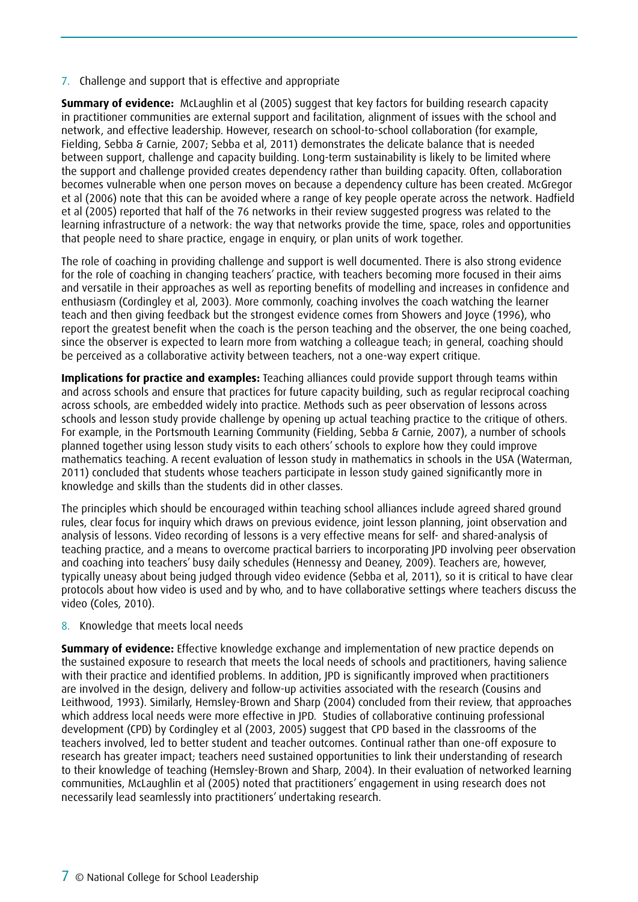7. Challenge and support that is effective and appropriate

**Summary of evidence:** McLaughlin et al (2005) suggest that key factors for building research capacity in practitioner communities are external support and facilitation, alignment of issues with the school and network, and effective leadership. However, research on school-to-school collaboration (for example, Fielding, Sebba & Carnie, 2007; Sebba et al, 2011) demonstrates the delicate balance that is needed between support, challenge and capacity building. Long-term sustainability is likely to be limited where the support and challenge provided creates dependency rather than building capacity. Often, collaboration becomes vulnerable when one person moves on because a dependency culture has been created. McGregor et al (2006) note that this can be avoided where a range of key people operate across the network. Hadfield et al (2005) reported that half of the 76 networks in their review suggested progress was related to the learning infrastructure of a network: the way that networks provide the time, space, roles and opportunities that people need to share practice, engage in enquiry, or plan units of work together.

The role of coaching in providing challenge and support is well documented. There is also strong evidence for the role of coaching in changing teachers' practice, with teachers becoming more focused in their aims and versatile in their approaches as well as reporting benefits of modelling and increases in confidence and enthusiasm (Cordingley et al, 2003). More commonly, coaching involves the coach watching the learner teach and then giving feedback but the strongest evidence comes from Showers and Joyce (1996), who report the greatest benefit when the coach is the person teaching and the observer, the one being coached, since the observer is expected to learn more from watching a colleague teach; in general, coaching should be perceived as a collaborative activity between teachers, not a one-way expert critique.

**Implications for practice and examples:** Teaching alliances could provide support through teams within and across schools and ensure that practices for future capacity building, such as regular reciprocal coaching across schools, are embedded widely into practice. Methods such as peer observation of lessons across schools and lesson study provide challenge by opening up actual teaching practice to the critique of others. For example, in the Portsmouth Learning Community (Fielding, Sebba & Carnie, 2007), a number of schools planned together using lesson study visits to each others' schools to explore how they could improve mathematics teaching. A recent evaluation of lesson study in mathematics in schools in the USA (Waterman, 2011) concluded that students whose teachers participate in lesson study gained significantly more in knowledge and skills than the students did in other classes.

The principles which should be encouraged within teaching school alliances include agreed shared ground rules, clear focus for inquiry which draws on previous evidence, joint lesson planning, joint observation and analysis of lessons. Video recording of lessons is a very effective means for self- and shared-analysis of teaching practice, and a means to overcome practical barriers to incorporating JPD involving peer observation and coaching into teachers' busy daily schedules (Hennessy and Deaney, 2009). Teachers are, however, typically uneasy about being judged through video evidence (Sebba et al, 2011), so it is critical to have clear protocols about how video is used and by who, and to have collaborative settings where teachers discuss the video (Coles, 2010).

8. Knowledge that meets local needs

**Summary of evidence:** Effective knowledge exchange and implementation of new practice depends on the sustained exposure to research that meets the local needs of schools and practitioners, having salience with their practice and identified problems. In addition, JPD is significantly improved when practitioners are involved in the design, delivery and follow-up activities associated with the research (Cousins and Leithwood, 1993). Similarly, Hemsley-Brown and Sharp (2004) concluded from their review, that approaches which address local needs were more effective in JPD. Studies of collaborative continuing professional development (CPD) by Cordingley et al (2003, 2005) suggest that CPD based in the classrooms of the teachers involved, led to better student and teacher outcomes. Continual rather than one-off exposure to research has greater impact; teachers need sustained opportunities to link their understanding of research to their knowledge of teaching (Hemsley-Brown and Sharp, 2004). In their evaluation of networked learning communities, McLaughlin et al (2005) noted that practitioners' engagement in using research does not necessarily lead seamlessly into practitioners' undertaking research.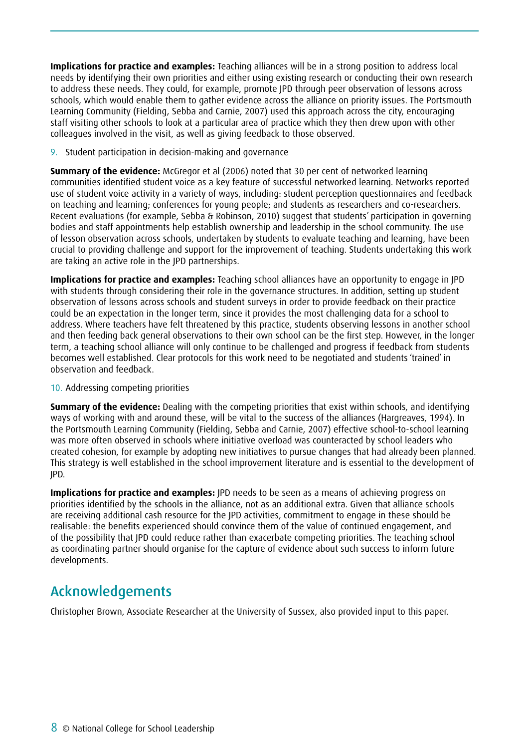**Implications for practice and examples:** Teaching alliances will be in a strong position to address local needs by identifying their own priorities and either using existing research or conducting their own research to address these needs. They could, for example, promote JPD through peer observation of lessons across schools, which would enable them to gather evidence across the alliance on priority issues. The Portsmouth Learning Community (Fielding, Sebba and Carnie, 2007) used this approach across the city, encouraging staff visiting other schools to look at a particular area of practice which they then drew upon with other colleagues involved in the visit, as well as giving feedback to those observed.

9. Student participation in decision-making and governance

**Summary of the evidence:** McGregor et al (2006) noted that 30 per cent of networked learning communities identified student voice as a key feature of successful networked learning. Networks reported use of student voice activity in a variety of ways, including: student perception questionnaires and feedback on teaching and learning; conferences for young people; and students as researchers and co-researchers. Recent evaluations (for example, Sebba & Robinson, 2010) suggest that students' participation in governing bodies and staff appointments help establish ownership and leadership in the school community. The use of lesson observation across schools, undertaken by students to evaluate teaching and learning, have been crucial to providing challenge and support for the improvement of teaching. Students undertaking this work are taking an active role in the JPD partnerships.

**Implications for practice and examples:** Teaching school alliances have an opportunity to engage in JPD with students through considering their role in the governance structures. In addition, setting up student observation of lessons across schools and student surveys in order to provide feedback on their practice could be an expectation in the longer term, since it provides the most challenging data for a school to address. Where teachers have felt threatened by this practice, students observing lessons in another school and then feeding back general observations to their own school can be the first step. However, in the longer term, a teaching school alliance will only continue to be challenged and progress if feedback from students becomes well established. Clear protocols for this work need to be negotiated and students 'trained' in observation and feedback.

10. Addressing competing priorities

**Summary of the evidence:** Dealing with the competing priorities that exist within schools, and identifying ways of working with and around these, will be vital to the success of the alliances (Hargreaves, 1994). In the Portsmouth Learning Community (Fielding, Sebba and Carnie, 2007) effective school-to-school learning was more often observed in schools where initiative overload was counteracted by school leaders who created cohesion, for example by adopting new initiatives to pursue changes that had already been planned. This strategy is well established in the school improvement literature and is essential to the development of JPD.

**Implications for practice and examples:** JPD needs to be seen as a means of achieving progress on priorities identified by the schools in the alliance, not as an additional extra. Given that alliance schools are receiving additional cash resource for the JPD activities, commitment to engage in these should be realisable: the benefits experienced should convince them of the value of continued engagement, and of the possibility that JPD could reduce rather than exacerbate competing priorities. The teaching school as coordinating partner should organise for the capture of evidence about such success to inform future developments.

## Acknowledgements

Christopher Brown, Associate Researcher at the University of Sussex, also provided input to this paper.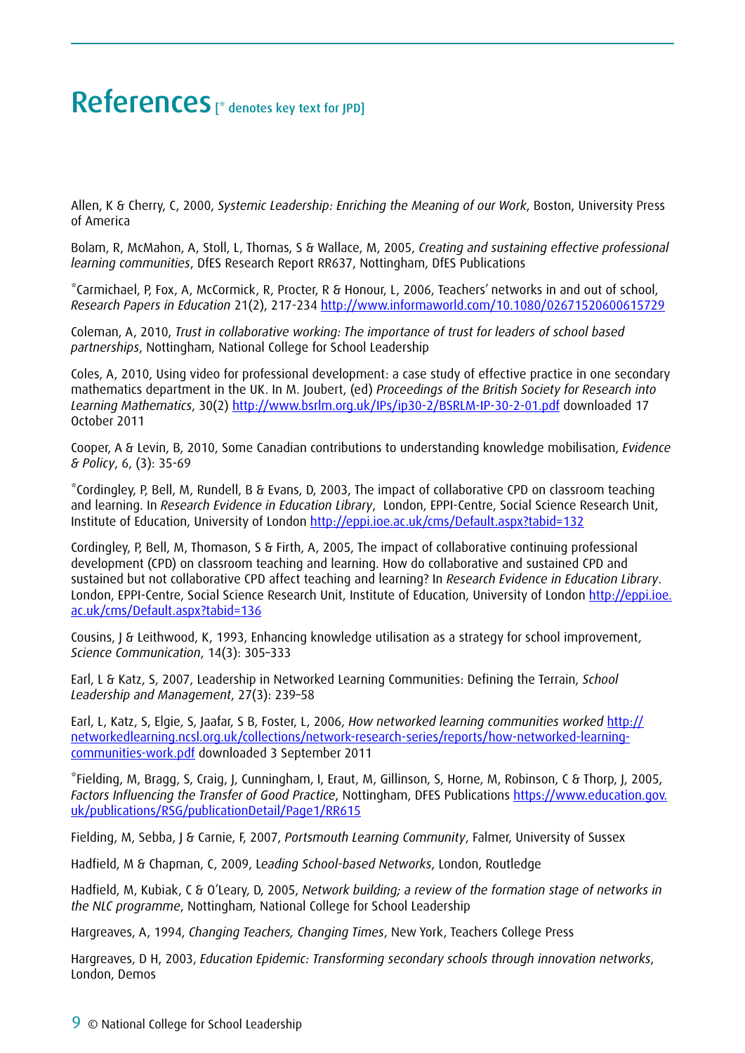# References [* denotes key text for JPD]

Allen, K & Cherry, C, 2000, *Systemic Leadership: Enriching the Meaning of our Work*, Boston, University Press of America

Bolam, R, McMahon, A, Stoll, L, Thomas, S & Wallace, M, 2005, *Creating and sustaining effective professional learning communities*, DfES Research Report RR637, Nottingham, DfES Publications

*Carmichael, P, Fox, A, McCormick, R, Procter, R & Honour, L, 2006, Teachers' networks in and out of school, *Research Papers in Education* 21(2), 217-234 http://www.informaworld.com/10.1080/02671520600615729

Coleman, A, 2010, *Trust in collaborative working: The importance of trust for leaders of school based partnerships*, Nottingham, National College for School Leadership

Coles, A, 2010, Using video for professional development: a case study of effective practice in one secondary mathematics department in the UK. In M. Joubert, (ed) *Proceedings of the British Society for Research into Learning Mathematics*, 30(2) http://www.bsrlm.org.uk/IPs/ip30-2/BSRLM-IP-30-2-01.pdf downloaded 17 October 2011

Cooper, A & Levin, B, 2010, Some Canadian contributions to understanding knowledge mobilisation, *Evidence & Policy*, 6, (3): 35-69

*Cordingley, P, Bell, M, Rundell, B & Evans, D, 2003, The impact of collaborative CPD on classroom teaching and learning. In *Research Evidence in Education Library*, London, EPPI-Centre, Social Science Research Unit, Institute of Education, University of London http://eppi.ioe.ac.uk/cms/Default.aspx?tabid=132

Cordingley, P, Bell, M, Thomason, S & Firth, A, 2005, The impact of collaborative continuing professional development (CPD) on classroom teaching and learning. How do collaborative and sustained CPD and sustained but not collaborative CPD affect teaching and learning? In *Research Evidence in Education Library*. London, EPPI-Centre, Social Science Research Unit, Institute of Education, University of London http://eppi.ioe.ac.uk/cms/Default.aspx?tabid=136

Cousins, J & Leithwood, K, 1993, Enhancing knowledge utilisation as a strategy for school improvement, *Science Communication*, 14(3): 305–333

Earl, L & Katz, S, 2007, Leadership in Networked Learning Communities: Defining the Terrain, *School Leadership and Management*, 27(3): 239–58

Earl, L, Katz, S, Elgie, S, Jaafar, S B, Foster, L, 2006, *How networked learning communities worked* http://networkedlearning.ncsl.org.uk/collections/network-research-series/reports/how-networked-learning-communities-work.pdf downloaded 3 September 2011

*Fielding, M, Bragg, S, Craig, J, Cunningham, I, Eraut, M, Gillinson, S, Horne, M, Robinson, C & Thorp, J, 2005, *Factors Influencing the Transfer of Good Practice*, Nottingham, DFES Publications https://www.education.gov.uk/publications/RSG/publicationDetail/Page1/RR615

Fielding, M, Sebba, J & Carnie, F, 2007, *Portsmouth Learning Community*, Falmer, University of Sussex

Hadfield, M & Chapman, C, 2009, *Leading School-based Networks*, London, Routledge

Hadfield, M, Kubiak, C & O'Leary, D, 2005, *Network building; a review of the formation stage of networks in the NLC programme*, Nottingham, National College for School Leadership

Hargreaves, A, 1994, *Changing Teachers, Changing Times*, New York, Teachers College Press

Hargreaves, D H, 2003, *Education Epidemic: Transforming secondary schools through innovation networks*, London, Demos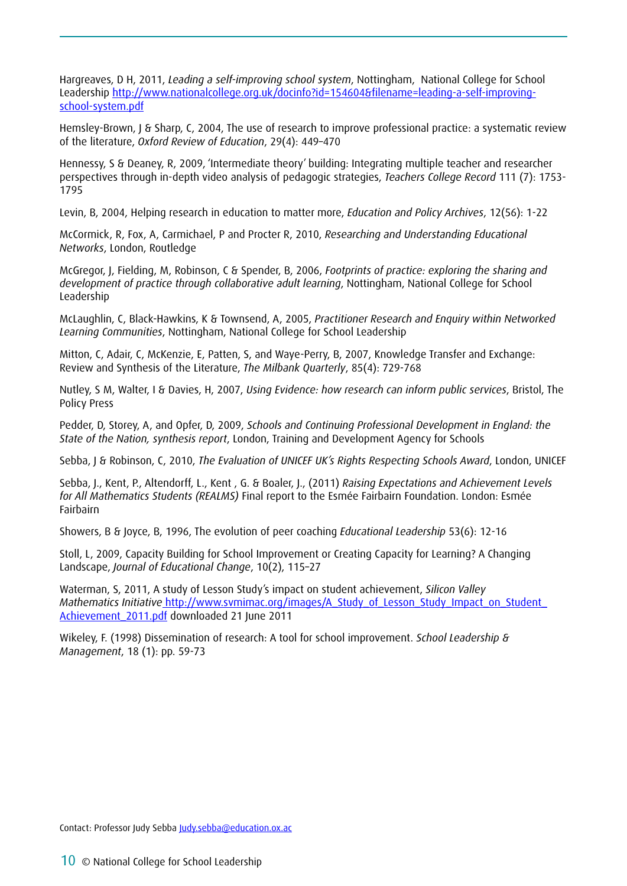Hargreaves, D H, 2011, *Leading a self-improving school system*, Nottingham, National College for School Leadership http://www.nationalcollege.org.uk/docinfo?id=154604&filename=leading-a-self-improving-school-system.pdf

Hemsley-Brown, J & Sharp, C, 2004, The use of research to improve professional practice: a systematic review of the literature, *Oxford Review of Education*, 29(4): 449–470

Hennessy, S & Deaney, R, 2009, 'Intermediate theory' building: Integrating multiple teacher and researcher perspectives through in-depth video analysis of pedagogic strategies, *Teachers College Record* 111 (7): 1753-1795

Levin, B, 2004, Helping research in education to matter more, *Education and Policy Archives*, 12(56): 1-22

McCormick, R, Fox, A, Carmichael, P and Procter R, 2010, *Researching and Understanding Educational Networks*, London, Routledge

McGregor, J, Fielding, M, Robinson, C & Spender, B, 2006, *Footprints of practice: exploring the sharing and development of practice through collaborative adult learning*, Nottingham, National College for School Leadership

McLaughlin, C, Black-Hawkins, K & Townsend, A, 2005, *Practitioner Research and Enquiry within Networked Learning Communities*, Nottingham, National College for School Leadership

Mitton, C, Adair, C, McKenzie, E, Patten, S, and Waye-Perry, B, 2007, Knowledge Transfer and Exchange: Review and Synthesis of the Literature, *The Milbank Quarterly*, 85(4): 729-768

Nutley, S M, Walter, I & Davies, H, 2007, *Using Evidence: how research can inform public services*, Bristol, The Policy Press

Pedder, D, Storey, A, and Opfer, D, 2009, *Schools and Continuing Professional Development in England: the State of the Nation, synthesis report*, London, Training and Development Agency for Schools

Sebba, J & Robinson, C, 2010, *The Evaluation of UNICEF UK's Rights Respecting Schools Award*, London, UNICEF

Sebba, J., Kent, P., Altendorff, L., Kent , G. & Boaler, J., (2011) *Raising Expectations and Achievement Levels for All Mathematics Students (REALMS)* Final report to the Esmée Fairbairn Foundation. London: Esmée Fairbairn

Showers, B & Joyce, B, 1996, The evolution of peer coaching *Educational Leadership* 53(6): 12-16

Stoll, L, 2009, Capacity Building for School Improvement or Creating Capacity for Learning? A Changing Landscape, *Journal of Educational Change*, 10(2), 115–27

Waterman, S, 2011, A study of Lesson Study's impact on student achievement, *Silicon Valley Mathematics Initiative* http://www.svmimac.org/images/A_Study_of_Lesson_Study_Impact_on_Student_Achievement_2011.pdf downloaded 21 June 2011

Wikeley, F. (1998) Dissemination of research: A tool for school improvement. *School Leadership & Management*, 18 (1): pp. 59-73

Contact: Professor Judy Sebba Judy.sebba@education.ox.ac

© National College for School Leadership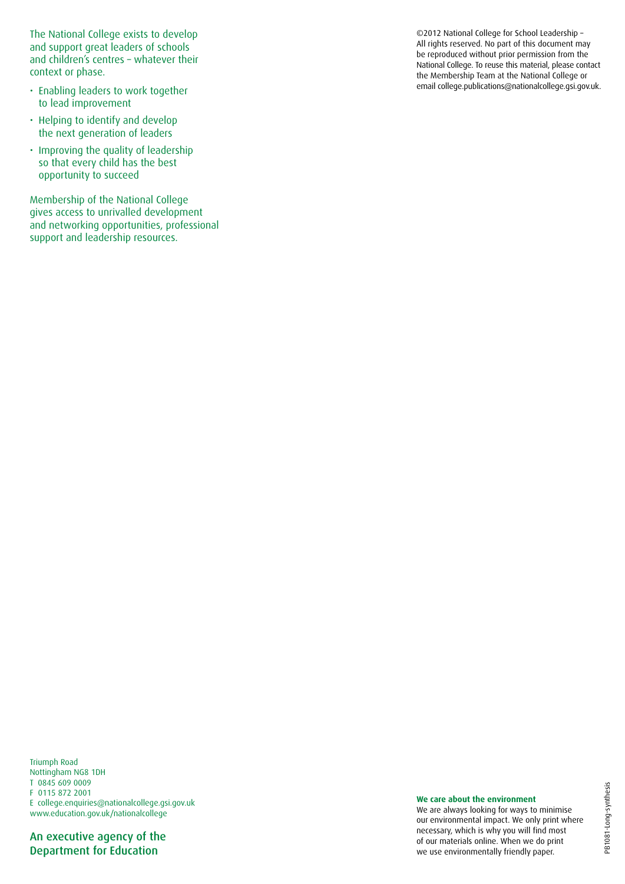The National College exists to develop and support great leaders of schools and children's centres – whatever their context or phase.

- Enabling leaders to work together to lead improvement
- Helping to identify and develop the next generation of leaders
- Improving the quality of leadership so that every child has the best opportunity to succeed

Membership of the National College gives access to unrivalled development and networking opportunities, professional support and leadership resources.

©2012 National College for School Leadership – All rights reserved. No part of this document may be reproduced without prior permission from the National College. To reuse this material, please contact the Membership Team at the National College or email college.publications@nationalcollege.gsi.gov.uk.

Triumph Road
Nottingham NG8 1DH
T 0845 609 0009
F 0115 872 2001
E college.enquiries@nationalcollege.gsi.gov.uk
www.education.gov.uk/nationalcollege

An executive agency of the Department for Education

**We care about the environment**

We are always looking for ways to minimise our environmental impact. We only print where necessary, which is why you will find most of our materials online. When we do print we use environmentally friendly paper.

PB1081-Long-synthesis